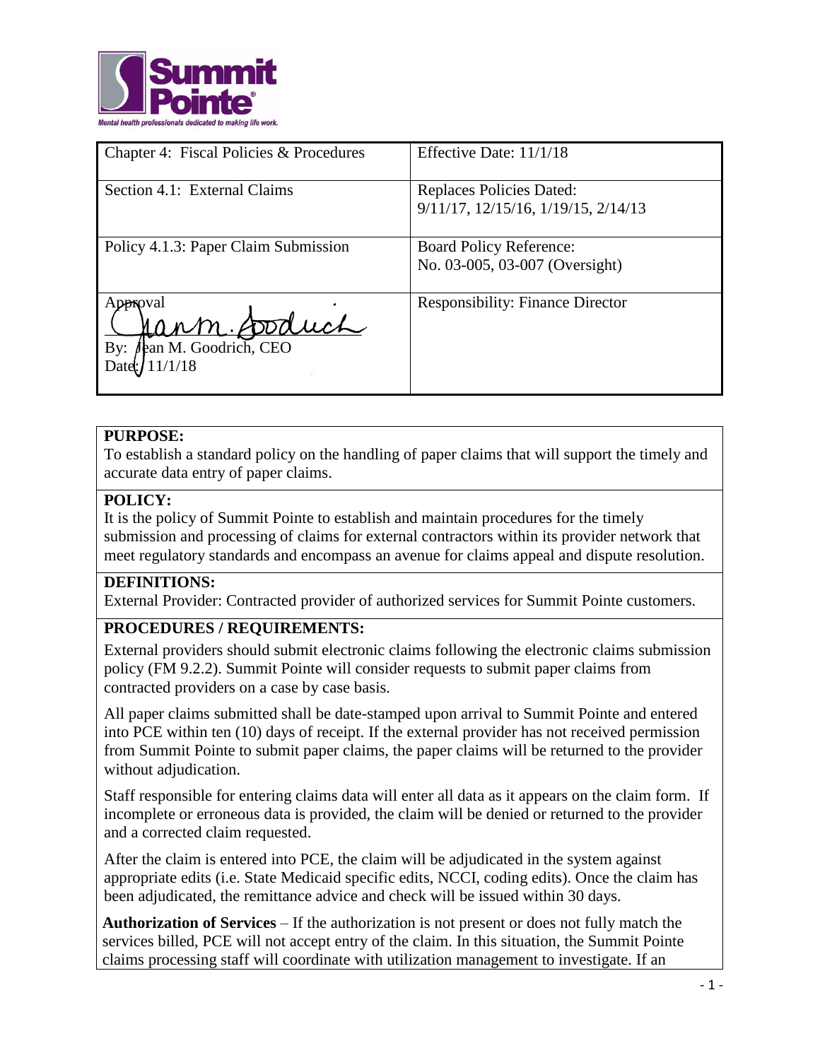Summit Pointe®

Mental health professionals dedicated to making life work.

| Chapter 4: Fiscal Policies & Procedures | Effective Date: 11/1/18 |
| --- | --- |
| Section 4.1: External Claims | Replaces Policies Dated: 9/11/17, 12/15/16, 1/19/15, 2/14/13 |
| Policy 4.1.3: Paper Claim Submission | Board Policy Reference: No. 03-005, 03-007 (Oversight) |
| Approval<br>By: Jean M. Goodrich, CEO<br>Date: 11/1/18 | Responsibility: Finance Director |

**PURPOSE:**

To establish a standard policy on the handling of paper claims that will support the timely and accurate data entry of paper claims.

**POLICY:**

It is the policy of Summit Pointe to establish and maintain procedures for the timely submission and processing of claims for external contractors within its provider network that meet regulatory standards and encompass an avenue for claims appeal and dispute resolution.

**DEFINITIONS:**

External Provider: Contracted provider of authorized services for Summit Pointe customers.

**PROCEDURES / REQUIREMENTS:**

External providers should submit electronic claims following the electronic claims submission policy (FM 9.2.2). Summit Pointe will consider requests to submit paper claims from contracted providers on a case by case basis.

All paper claims submitted shall be date-stamped upon arrival to Summit Pointe and entered into PCE within ten (10) days of receipt. If the external provider has not received permission from Summit Pointe to submit paper claims, the paper claims will be returned to the provider without adjudication.

Staff responsible for entering claims data will enter all data as it appears on the claim form. If incomplete or erroneous data is provided, the claim will be denied or returned to the provider and a corrected claim requested.

After the claim is entered into PCE, the claim will be adjudicated in the system against appropriate edits (i.e. State Medicaid specific edits, NCCI, coding edits). Once the claim has been adjudicated, the remittance advice and check will be issued within 30 days.

**Authorization of Services** – If the authorization is not present or does not fully match the services billed, PCE will not accept entry of the claim. In this situation, the Summit Pointe claims processing staff will coordinate with utilization management to investigate. If an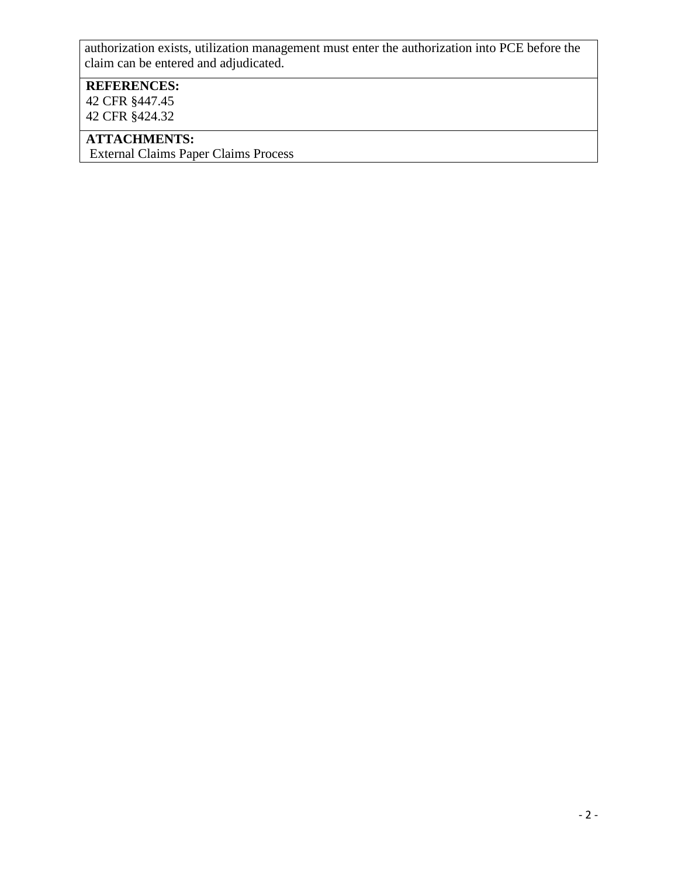authorization exists, utilization management must enter the authorization into PCE before the claim can be entered and adjudicated.

**REFERENCES:**
42 CFR §447.45
42 CFR §424.32

**ATTACHMENTS:**
External Claims Paper Claims Process